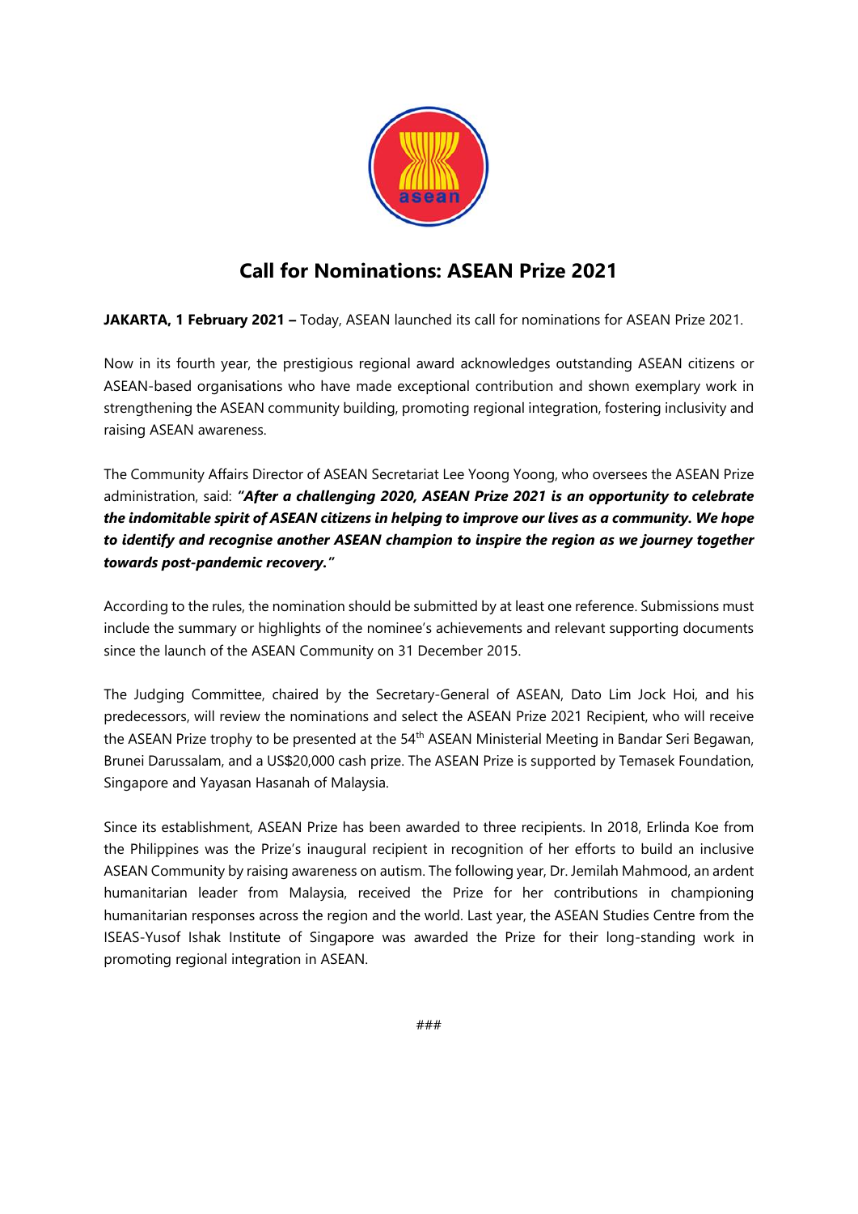# Call for Nominations: ASEAN Prize 2021

**JAKARTA, 1 February 2021 –** Today, ASEAN launched its call for nominations for ASEAN Prize 2021.

Now in its fourth year, the prestigious regional award acknowledges outstanding ASEAN citizens or ASEAN-based organisations who have made exceptional contribution and shown exemplary work in strengthening the ASEAN community building, promoting regional integration, fostering inclusivity and raising ASEAN awareness.

The Community Affairs Director of ASEAN Secretariat Lee Yoong Yoong, who oversees the ASEAN Prize administration, said: ***"After a challenging 2020, ASEAN Prize 2021 is an opportunity to celebrate the indomitable spirit of ASEAN citizens in helping to improve our lives as a community. We hope to identify and recognise another ASEAN champion to inspire the region as we journey together towards post-pandemic recovery."***

According to the rules, the nomination should be submitted by at least one reference. Submissions must include the summary or highlights of the nominee's achievements and relevant supporting documents since the launch of the ASEAN Community on 31 December 2015.

The Judging Committee, chaired by the Secretary-General of ASEAN, Dato Lim Jock Hoi, and his predecessors, will review the nominations and select the ASEAN Prize 2021 Recipient, who will receive the ASEAN Prize trophy to be presented at the 54th ASEAN Ministerial Meeting in Bandar Seri Begawan, Brunei Darussalam, and a US$20,000 cash prize. The ASEAN Prize is supported by Temasek Foundation, Singapore and Yayasan Hasanah of Malaysia.

Since its establishment, ASEAN Prize has been awarded to three recipients. In 2018, Erlinda Koe from the Philippines was the Prize's inaugural recipient in recognition of her efforts to build an inclusive ASEAN Community by raising awareness on autism. The following year, Dr. Jemilah Mahmood, an ardent humanitarian leader from Malaysia, received the Prize for her contributions in championing humanitarian responses across the region and the world. Last year, the ASEAN Studies Centre from the ISEAS-Yusof Ishak Institute of Singapore was awarded the Prize for their long-standing work in promoting regional integration in ASEAN.

###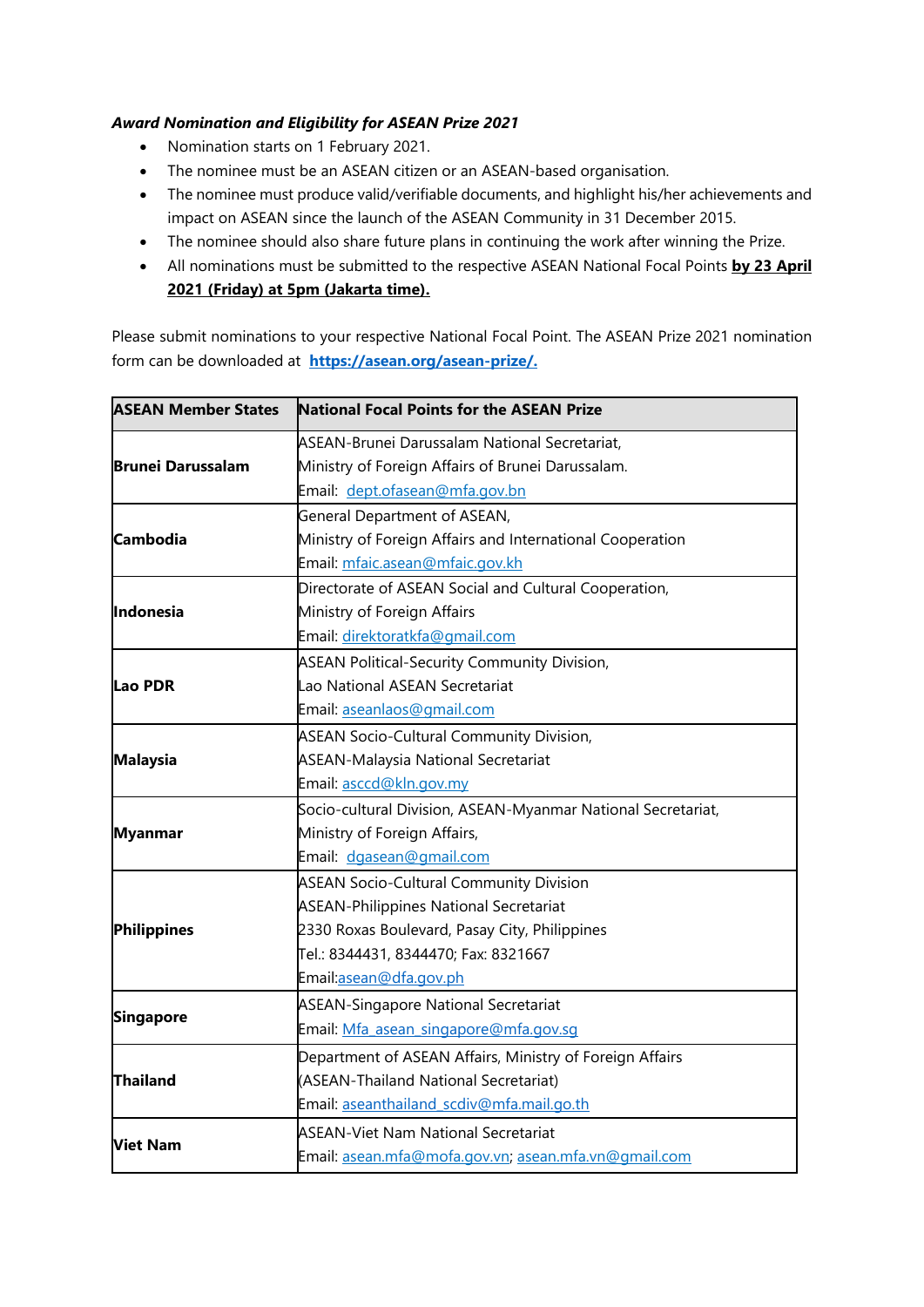***Award Nomination and Eligibility for ASEAN Prize 2021***

- Nomination starts on 1 February 2021.
- The nominee must be an ASEAN citizen or an ASEAN-based organisation.
- The nominee must produce valid/verifiable documents, and highlight his/her achievements and impact on ASEAN since the launch of the ASEAN Community in 31 December 2015.
- The nominee should also share future plans in continuing the work after winning the Prize.
- All nominations must be submitted to the respective ASEAN National Focal Points **by 23 April 2021 (Friday) at 5pm (Jakarta time).**

Please submit nominations to your respective National Focal Point. The ASEAN Prize 2021 nomination form can be downloaded at **https://asean.org/asean-prize/.**

| ASEAN Member States | National Focal Points for the ASEAN Prize |
|---|---|
| **Brunei Darussalam** | ASEAN-Brunei Darussalam National Secretariat,<br>Ministry of Foreign Affairs of Brunei Darussalam.<br>Email: dept.ofasean@mfa.gov.bn |
| **Cambodia** | General Department of ASEAN,<br>Ministry of Foreign Affairs and International Cooperation<br>Email: mfaic.asean@mfaic.gov.kh |
| **Indonesia** | Directorate of ASEAN Social and Cultural Cooperation,<br>Ministry of Foreign Affairs<br>Email: direktoratkfa@gmail.com |
| **Lao PDR** | ASEAN Political-Security Community Division,<br>Lao National ASEAN Secretariat<br>Email: aseanlaos@gmail.com |
| **Malaysia** | ASEAN Socio-Cultural Community Division,<br>ASEAN-Malaysia National Secretariat<br>Email: asccd@kln.gov.my |
| **Myanmar** | Socio-cultural Division, ASEAN-Myanmar National Secretariat,<br>Ministry of Foreign Affairs,<br>Email: dgasean@gmail.com |
| **Philippines** | ASEAN Socio-Cultural Community Division<br>ASEAN-Philippines National Secretariat<br>2330 Roxas Boulevard, Pasay City, Philippines<br>Tel.: 8344431, 8344470; Fax: 8321667<br>Email:asean@dfa.gov.ph |
| **Singapore** | ASEAN-Singapore National Secretariat<br>Email: Mfa_asean_singapore@mfa.gov.sg |
| **Thailand** | Department of ASEAN Affairs, Ministry of Foreign Affairs<br>(ASEAN-Thailand National Secretariat)<br>Email: aseanthailand_scdiv@mfa.mail.go.th |
| **Viet Nam** | ASEAN-Viet Nam National Secretariat<br>Email: asean.mfa@mofa.gov.vn; asean.mfa.vn@gmail.com |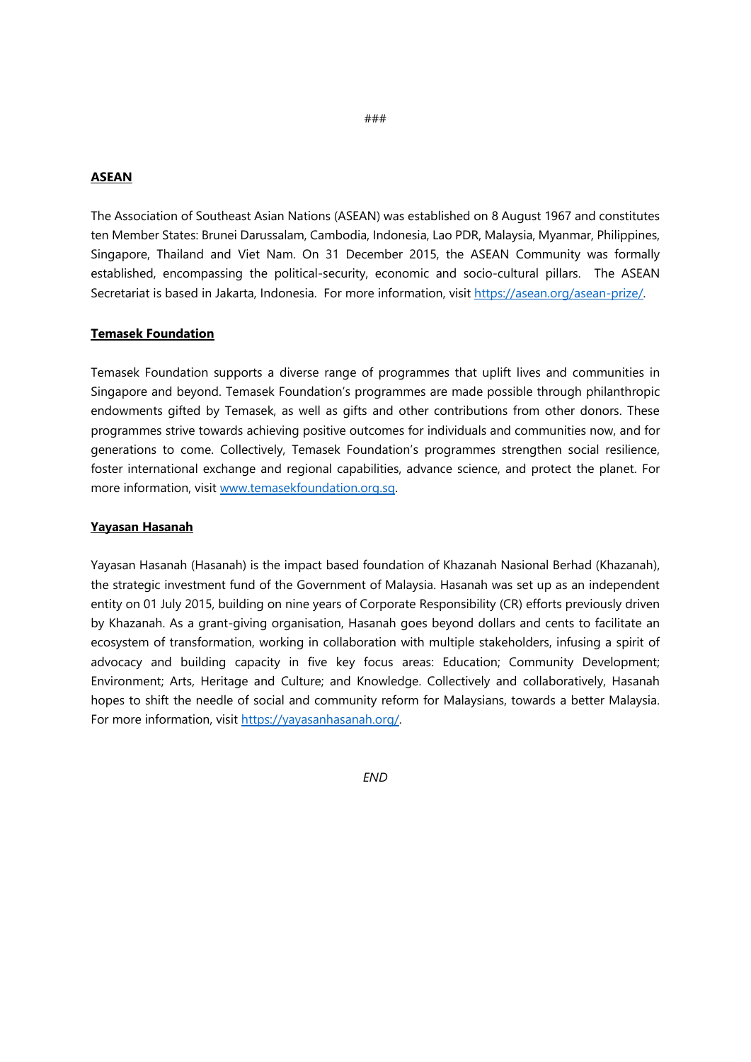###

**ASEAN**

The Association of Southeast Asian Nations (ASEAN) was established on 8 August 1967 and constitutes ten Member States: Brunei Darussalam, Cambodia, Indonesia, Lao PDR, Malaysia, Myanmar, Philippines, Singapore, Thailand and Viet Nam. On 31 December 2015, the ASEAN Community was formally established, encompassing the political-security, economic and socio-cultural pillars. The ASEAN Secretariat is based in Jakarta, Indonesia. For more information, visit https://asean.org/asean-prize/.

**Temasek Foundation**

Temasek Foundation supports a diverse range of programmes that uplift lives and communities in Singapore and beyond. Temasek Foundation's programmes are made possible through philanthropic endowments gifted by Temasek, as well as gifts and other contributions from other donors. These programmes strive towards achieving positive outcomes for individuals and communities now, and for generations to come. Collectively, Temasek Foundation's programmes strengthen social resilience, foster international exchange and regional capabilities, advance science, and protect the planet. For more information, visit www.temasekfoundation.org.sg.

**Yayasan Hasanah**

Yayasan Hasanah (Hasanah) is the impact based foundation of Khazanah Nasional Berhad (Khazanah), the strategic investment fund of the Government of Malaysia. Hasanah was set up as an independent entity on 01 July 2015, building on nine years of Corporate Responsibility (CR) efforts previously driven by Khazanah. As a grant-giving organisation, Hasanah goes beyond dollars and cents to facilitate an ecosystem of transformation, working in collaboration with multiple stakeholders, infusing a spirit of advocacy and building capacity in five key focus areas: Education; Community Development; Environment; Arts, Heritage and Culture; and Knowledge. Collectively and collaboratively, Hasanah hopes to shift the needle of social and community reform for Malaysians, towards a better Malaysia. For more information, visit https://yayasanhasanah.org/.

*END*